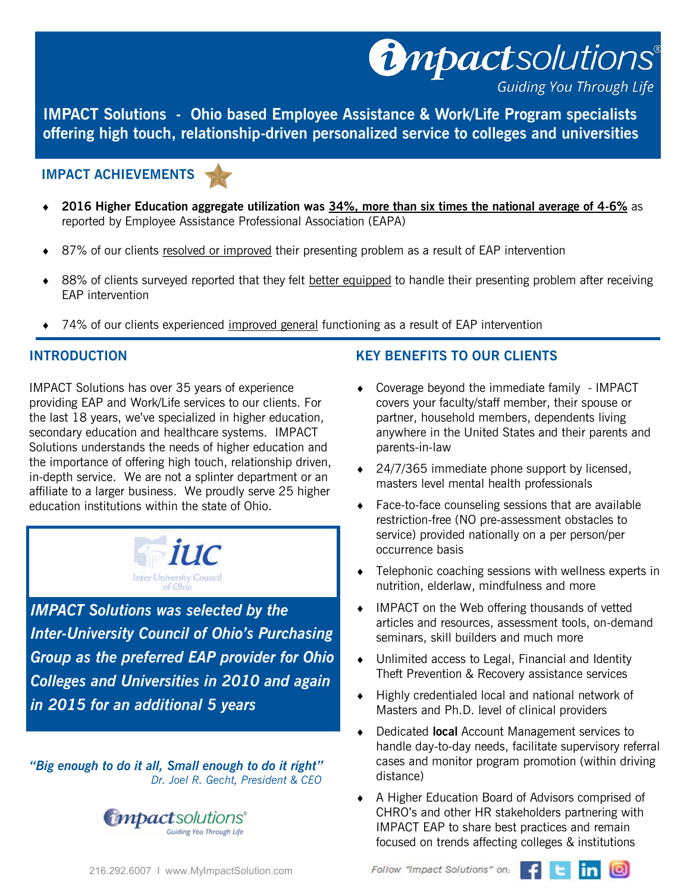# IMPACT Solutions

*Guiding You Through Life*

**IMPACT Solutions - Ohio based Employee Assistance & Work/Life Program specialists offering high touch, relationship-driven personalized service to colleges and universities**

## IMPACT ACHIEVEMENTS

- **2016 Higher Education aggregate utilization was 34%, more than six times the national average of 4-6%** as reported by Employee Assistance Professional Association (EAPA)
- 87% of our clients resolved or improved their presenting problem as a result of EAP intervention
- 88% of clients surveyed reported that they felt better equipped to handle their presenting problem after receiving EAP intervention
- 74% of our clients experienced improved general functioning as a result of EAP intervention

## INTRODUCTION

IMPACT Solutions has over 35 years of experience providing EAP and Work/Life services to our clients. For the last 18 years, we've specialized in higher education, secondary education and healthcare systems. IMPACT Solutions understands the needs of higher education and the importance of offering high touch, relationship driven, in-depth service. We are not a splinter department or an affiliate to a larger business. We proudly serve 25 higher education institutions within the state of Ohio.

iuc — Inter-University Council of Ohio

***IMPACT Solutions was selected by the Inter-University Council of Ohio's Purchasing Group as the preferred EAP provider for Ohio Colleges and Universities in 2010 and again in 2015 for an additional 5 years***

***"Big enough to do it all, Small enough to do it right"***
*Dr. Joel R. Gecht, President & CEO*

## KEY BENEFITS TO OUR CLIENTS

- Coverage beyond the immediate family - IMPACT covers your faculty/staff member, their spouse or partner, household members, dependents living anywhere in the United States and their parents and parents-in-law
- 24/7/365 immediate phone support by licensed, masters level mental health professionals
- Face-to-face counseling sessions that are available restriction-free (NO pre-assessment obstacles to service) provided nationally on a per person/per occurrence basis
- Telephonic coaching sessions with wellness experts in nutrition, elderlaw, mindfulness and more
- IMPACT on the Web offering thousands of vetted articles and resources, assessment tools, on-demand seminars, skill builders and much more
- Unlimited access to Legal, Financial and Identity Theft Prevention & Recovery assistance services
- Highly credentialed local and national network of Masters and Ph.D. level of clinical providers
- Dedicated **local** Account Management services to handle day-to-day needs, facilitate supervisory referral cases and monitor program promotion (within driving distance)
- A Higher Education Board of Advisors comprised of CHRO's and other HR stakeholders partnering with IMPACT EAP to share best practices and remain focused on trends affecting colleges & institutions

216.292.6007 I www.MyImpactSolution.com

Follow "Impact Solutions" on: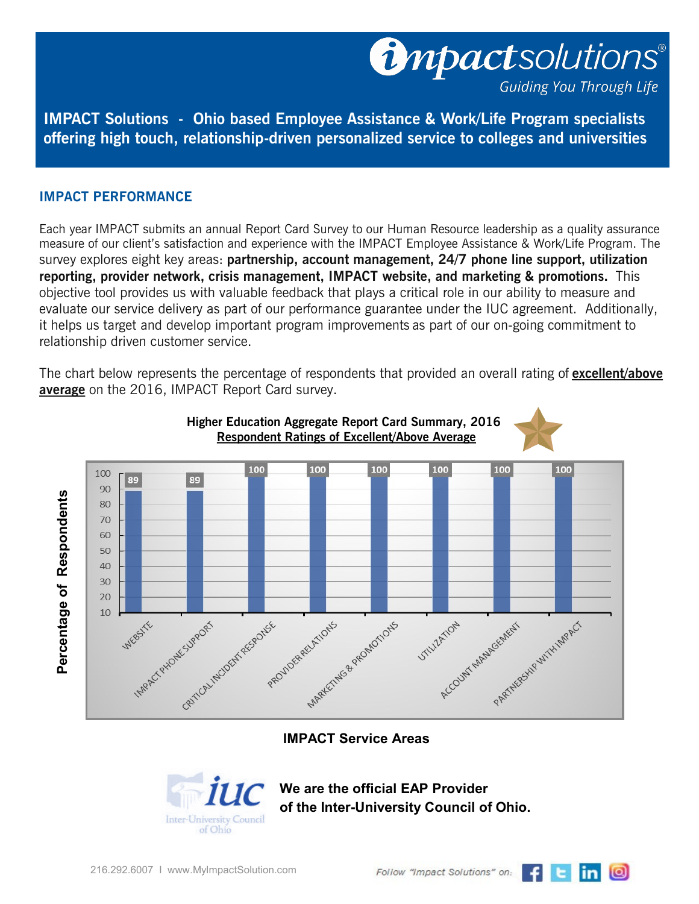impactsolutions®
Guiding You Through Life

**IMPACT Solutions - Ohio based Employee Assistance & Work/Life Program specialists offering high touch, relationship-driven personalized service to colleges and universities**

## IMPACT PERFORMANCE

Each year IMPACT submits an annual Report Card Survey to our Human Resource leadership as a quality assurance measure of our client's satisfaction and experience with the IMPACT Employee Assistance & Work/Life Program. The survey explores eight key areas: **partnership, account management, 24/7 phone line support, utilization reporting, provider network, crisis management, IMPACT website, and marketing & promotions.** This objective tool provides us with valuable feedback that plays a critical role in our ability to measure and evaluate our service delivery as part of our performance guarantee under the IUC agreement. Additionally, it helps us target and develop important program improvements as part of our on-going commitment to relationship driven customer service.

The chart below represents the percentage of respondents that provided an overall rating of **excellent/above average** on the 2016, IMPACT Report Card survey.

**Higher Education Aggregate Report Card Summary, 2016**
**Respondent Ratings of Excellent/Above Average**

Percentage of Respondents

100
90
80
70
60
50
40
30
20
10

89 89 100 100 100 100 100 100

WEBSITE
IMPACT PHONE SUPPORT
CRITICAL INCIDENT RESPONSE
PROVIDER RELATIONS
MARKETING & PROMOTIONS
UTILIZATION
ACCOUNT MANAGEMENT
PARTNERSHIP WITH IMPACT

**IMPACT Service Areas**

iuc
Inter-University Council of Ohio

**We are the official EAP Provider of the Inter-University Council of Ohio.**

216.292.6007 | www.MyImpactSolution.com

Follow "Impact Solutions" on: